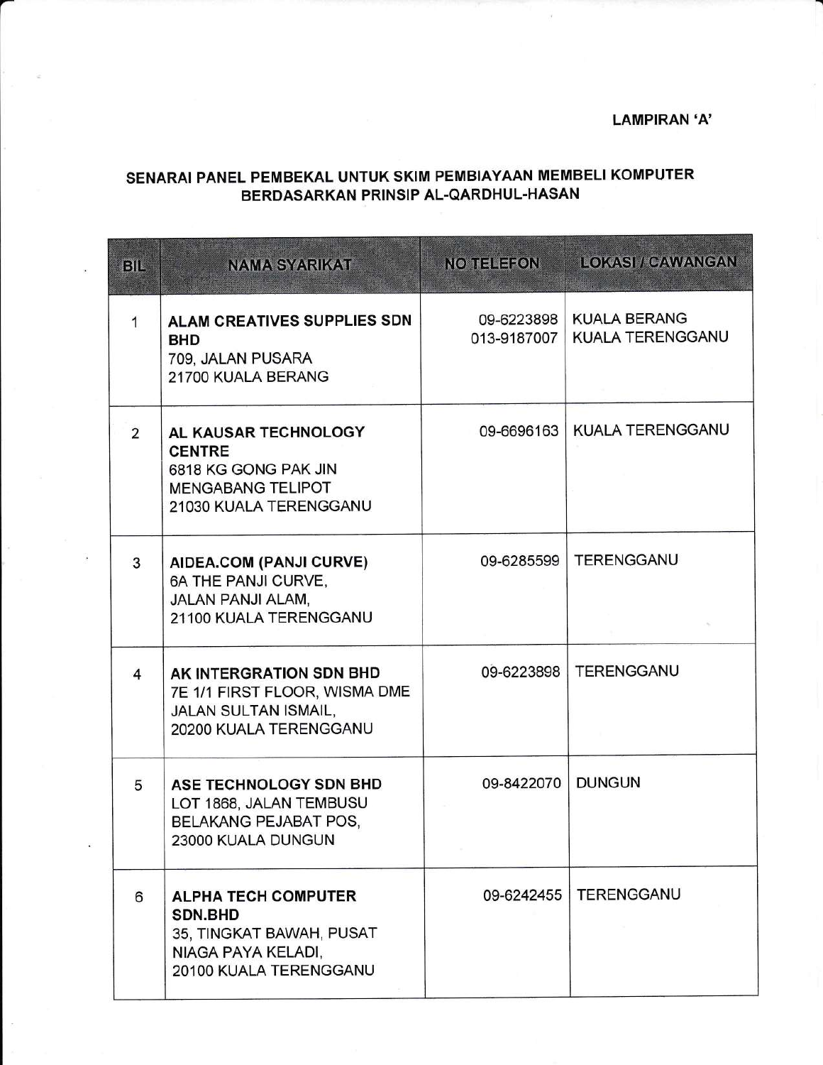LAMPIRAN 'A'

## SENARAI PANEL PEMBEKAL UNTUK SKIM PEMBIAYAAN MEMBELI KOMPUTER BERDASARKAN PRINSIP AL-QARDHUL-HASAN

| BIL | NAMA SYARIKAT | NO TELEFON | LOKASI / CAWANGAN |
|---|---|---|---|
| 1 | **ALAM CREATIVES SUPPLIES SDN BHD**<br>709, JALAN PUSARA<br>21700 KUALA BERANG | 09-6223898<br>013-9187007 | KUALA BERANG<br>KUALA TERENGGANU |
| 2 | **AL KAUSAR TECHNOLOGY CENTRE**<br>6818 KG GONG PAK JIN<br>MENGABANG TELIPOT<br>21030 KUALA TERENGGANU | 09-6696163 | KUALA TERENGGANU |
| 3 | **AIDEA.COM (PANJI CURVE)**<br>6A THE PANJI CURVE,<br>JALAN PANJI ALAM,<br>21100 KUALA TERENGGANU | 09-6285599 | TERENGGANU |
| 4 | **AK INTERGRATION SDN BHD**<br>7E 1/1 FIRST FLOOR, WISMA DME<br>JALAN SULTAN ISMAIL,<br>20200 KUALA TERENGGANU | 09-6223898 | TERENGGANU |
| 5 | **ASE TECHNOLOGY SDN BHD**<br>LOT 1868, JALAN TEMBUSU<br>BELAKANG PEJABAT POS,<br>23000 KUALA DUNGUN | 09-8422070 | DUNGUN |
| 6 | **ALPHA TECH COMPUTER SDN.BHD**<br>35, TINGKAT BAWAH, PUSAT NIAGA PAYA KELADI,<br>20100 KUALA TERENGGANU | 09-6242455 | TERENGGANU |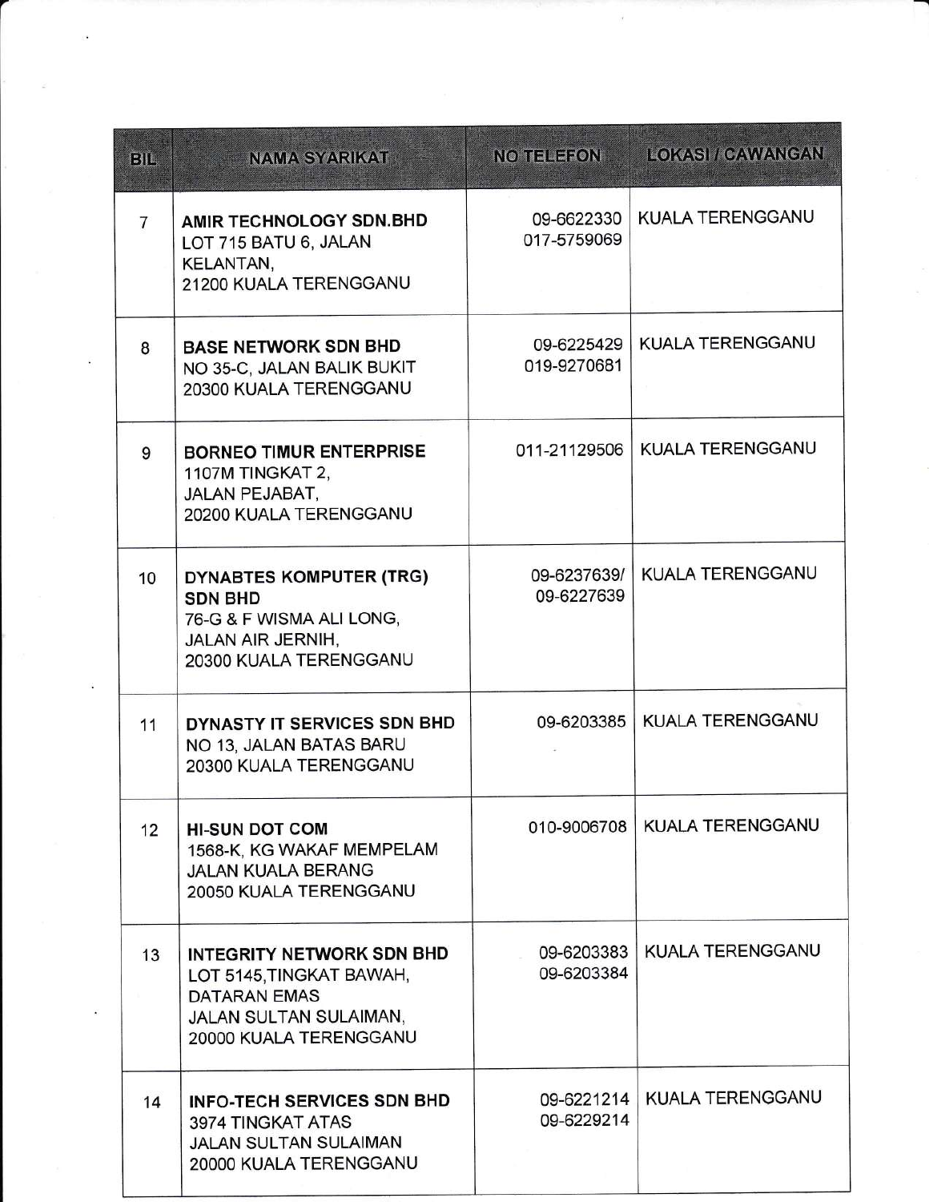| BIL | NAMA SYARIKAT | NO TELEFON | LOKASI / CAWANGAN |
|---|---|---|---|
| 7 | **AMIR TECHNOLOGY SDN.BHD**<br>LOT 715 BATU 6, JALAN KELANTAN,<br>21200 KUALA TERENGGANU | 09-6622330<br>017-5759069 | KUALA TERENGGANU |
| 8 | **BASE NETWORK SDN BHD**<br>NO 35-C, JALAN BALIK BUKIT<br>20300 KUALA TERENGGANU | 09-6225429<br>019-9270681 | KUALA TERENGGANU |
| 9 | **BORNEO TIMUR ENTERPRISE**<br>1107M TINGKAT 2,<br>JALAN PEJABAT,<br>20200 KUALA TERENGGANU | 011-21129506 | KUALA TERENGGANU |
| 10 | **DYNABTES KOMPUTER (TRG) SDN BHD**<br>76-G & F WISMA ALI LONG,<br>JALAN AIR JERNIH,<br>20300 KUALA TERENGGANU | 09-6237639/<br>09-6227639 | KUALA TERENGGANU |
| 11 | **DYNASTY IT SERVICES SDN BHD**<br>NO 13, JALAN BATAS BARU<br>20300 KUALA TERENGGANU | 09-6203385 | KUALA TERENGGANU |
| 12 | **HI-SUN DOT COM**<br>1568-K, KG WAKAF MEMPELAM<br>JALAN KUALA BERANG<br>20050 KUALA TERENGGANU | 010-9006708 | KUALA TERENGGANU |
| 13 | **INTEGRITY NETWORK SDN BHD**<br>LOT 5145,TINGKAT BAWAH,<br>DATARAN EMAS<br>JALAN SULTAN SULAIMAN,<br>20000 KUALA TERENGGANU | 09-6203383<br>09-6203384 | KUALA TERENGGANU |
| 14 | **INFO-TECH SERVICES SDN BHD**<br>3974 TINGKAT ATAS<br>JALAN SULTAN SULAIMAN<br>20000 KUALA TERENGGANU | 09-6221214<br>09-6229214 | KUALA TERENGGANU |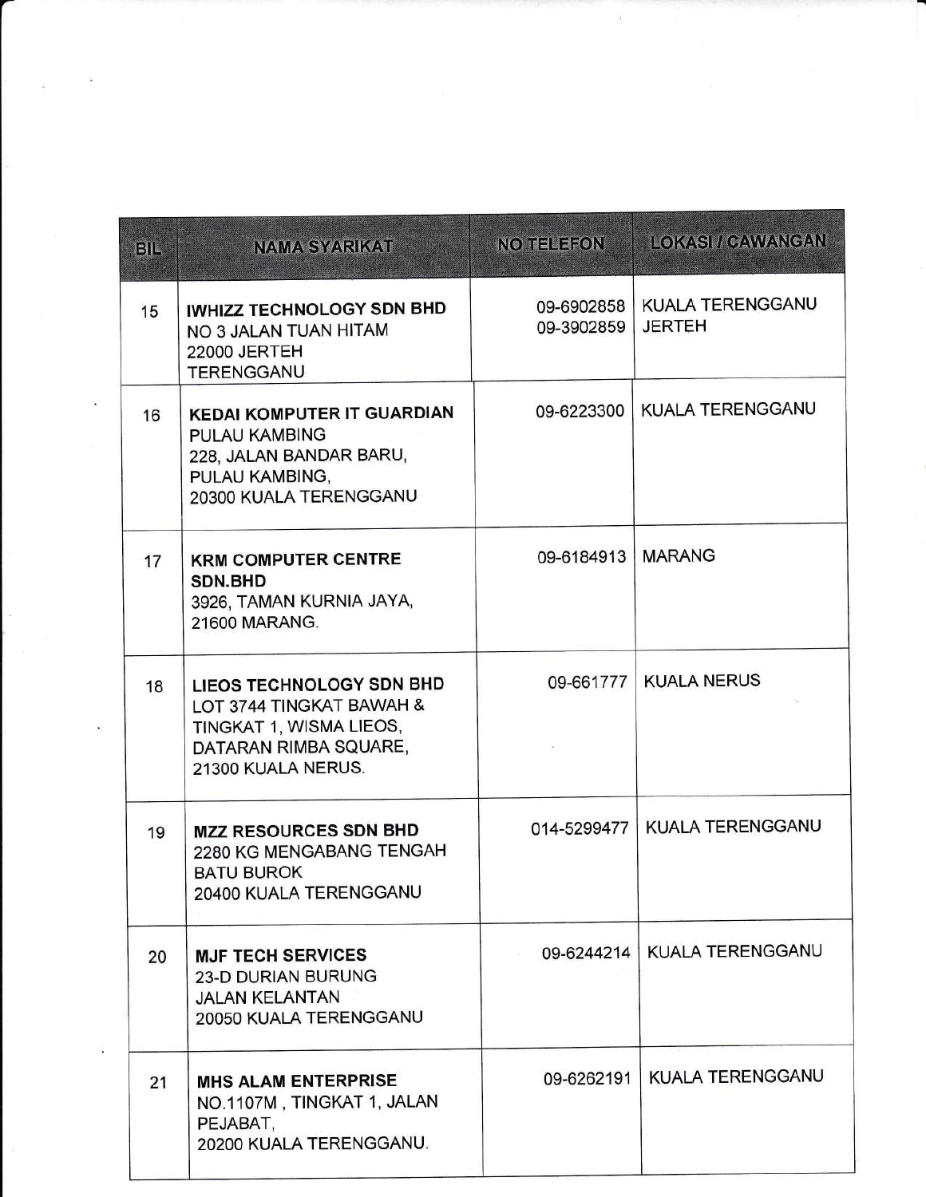| BIL | NAMA SYARIKAT | NO TELEFON | LOKASI / CAWANGAN |
|---|---|---|---|
| 15 | **IWHIZZ TECHNOLOGY SDN BHD**<br>NO 3 JALAN TUAN HITAM<br>22000 JERTEH<br>TERENGGANU | 09-6902858<br>09-3902859 | KUALA TERENGGANU<br>JERTEH |
| 16 | **KEDAI KOMPUTER IT GUARDIAN**<br>PULAU KAMBING<br>228, JALAN BANDAR BARU,<br>PULAU KAMBING,<br>20300 KUALA TERENGGANU | 09-6223300 | KUALA TERENGGANU |
| 17 | **KRM COMPUTER CENTRE SDN.BHD**<br>3926, TAMAN KURNIA JAYA,<br>21600 MARANG. | 09-6184913 | MARANG |
| 18 | **LIEOS TECHNOLOGY SDN BHD**<br>LOT 3744 TINGKAT BAWAH &<br>TINGKAT 1, WISMA LIEOS,<br>DATARAN RIMBA SQUARE,<br>21300 KUALA NERUS. | 09-661777 | KUALA NERUS |
| 19 | **MZZ RESOURCES SDN BHD**<br>2280 KG MENGABANG TENGAH<br>BATU BUROK<br>20400 KUALA TERENGGANU | 014-5299477 | KUALA TERENGGANU |
| 20 | **MJF TECH SERVICES**<br>23-D DURIAN BURUNG<br>JALAN KELANTAN<br>20050 KUALA TERENGGANU | 09-6244214 | KUALA TERENGGANU |
| 21 | **MHS ALAM ENTERPRISE**<br>NO.1107M , TINGKAT 1, JALAN<br>PEJABAT,<br>20200 KUALA TERENGGANU. | 09-6262191 | KUALA TERENGGANU |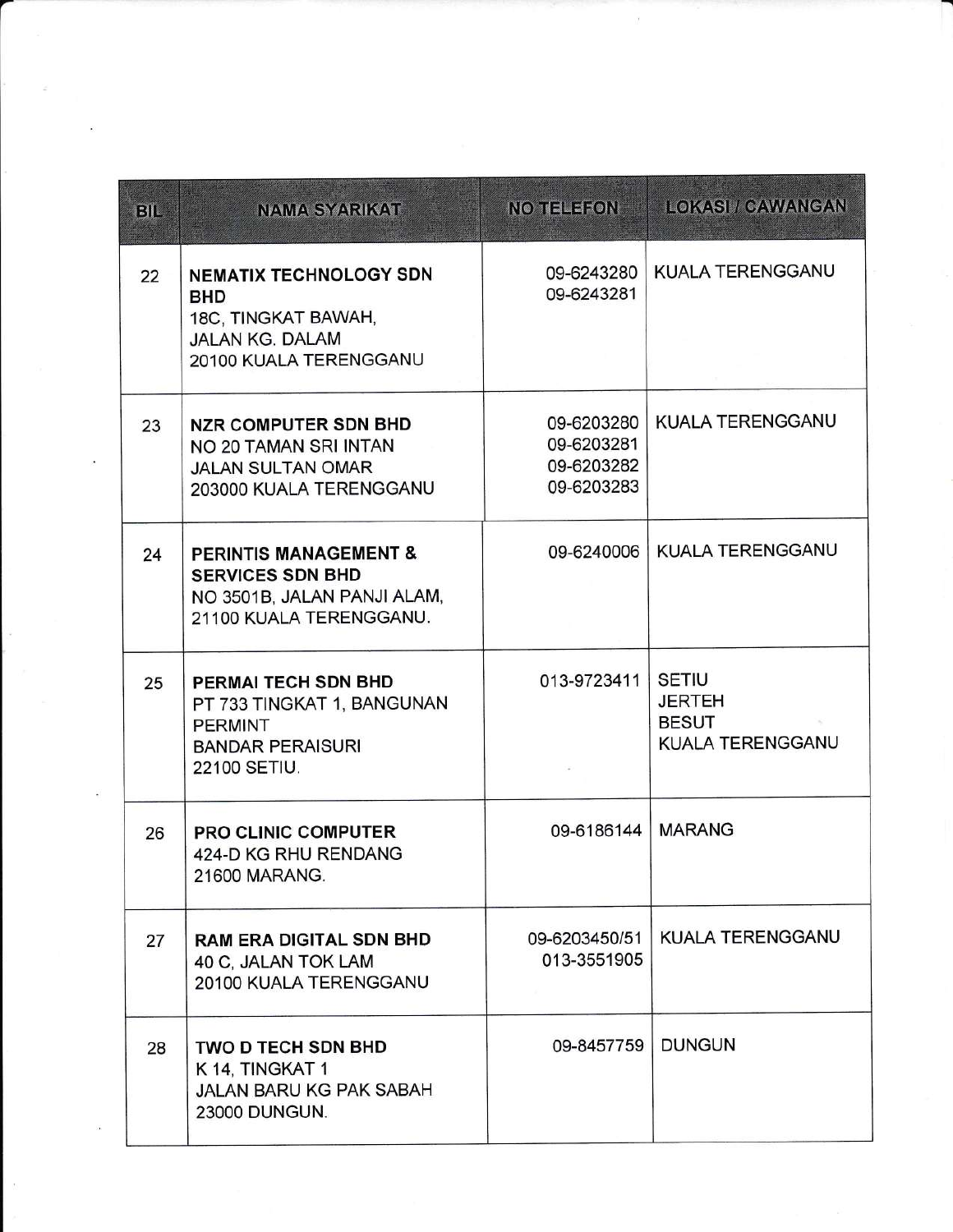| BIL | NAMA SYARIKAT | NO TELEFON | LOKASI / CAWANGAN |
|---|---|---|---|
| 22 | **NEMATIX TECHNOLOGY SDN BHD**<br>18C, TINGKAT BAWAH,<br>JALAN KG. DALAM<br>20100 KUALA TERENGGANU | 09-6243280<br>09-6243281 | KUALA TERENGGANU |
| 23 | **NZR COMPUTER SDN BHD**<br>NO 20 TAMAN SRI INTAN<br>JALAN SULTAN OMAR<br>203000 KUALA TERENGGANU | 09-6203280<br>09-6203281<br>09-6203282<br>09-6203283 | KUALA TERENGGANU |
| 24 | **PERINTIS MANAGEMENT & SERVICES SDN BHD**<br>NO 3501B, JALAN PANJI ALAM,<br>21100 KUALA TERENGGANU. | 09-6240006 | KUALA TERENGGANU |
| 25 | **PERMAI TECH SDN BHD**<br>PT 733 TINGKAT 1, BANGUNAN PERMINT<br>BANDAR PERAISURI<br>22100 SETIU. | 013-9723411 | SETIU<br>JERTEH<br>BESUT<br>KUALA TERENGGANU |
| 26 | **PRO CLINIC COMPUTER**<br>424-D KG RHU RENDANG<br>21600 MARANG. | 09-6186144 | MARANG |
| 27 | **RAM ERA DIGITAL SDN BHD**<br>40 C, JALAN TOK LAM<br>20100 KUALA TERENGGANU | 09-6203450/51<br>013-3551905 | KUALA TERENGGANU |
| 28 | **TWO D TECH SDN BHD**<br>K 14, TINGKAT 1<br>JALAN BARU KG PAK SABAH<br>23000 DUNGUN. | 09-8457759 | DUNGUN |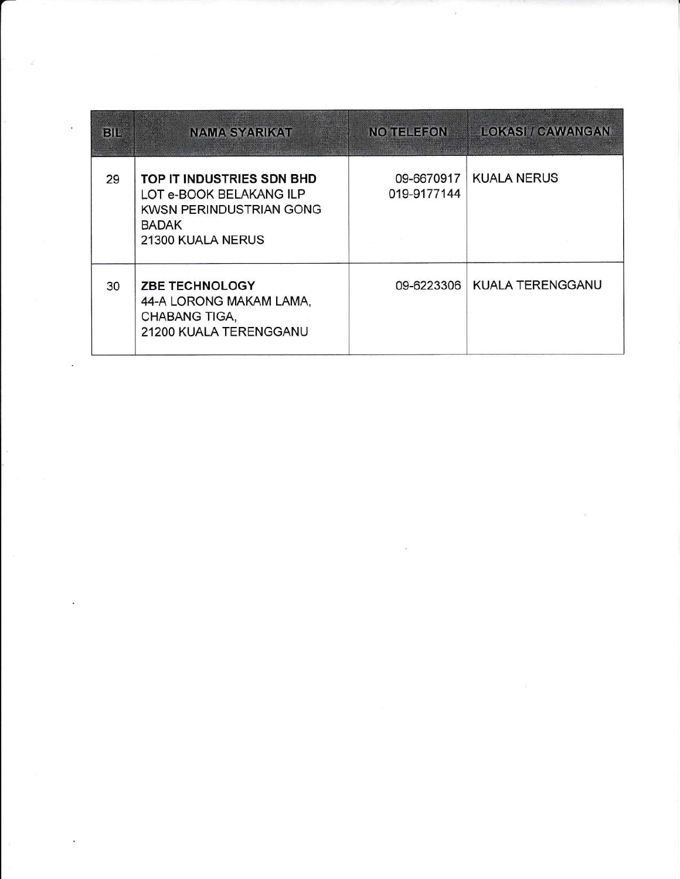| BIL | NAMA SYARIKAT | NO TELEFON | LOKASI / CAWANGAN |
| --- | --- | --- | --- |
| 29 | **TOP IT INDUSTRIES SDN BHD**<br>LOT e-BOOK BELAKANG ILP<br>KWSN PERINDUSTRIAN GONG BADAK<br>21300 KUALA NERUS | 09-6670917<br>019-9177144 | KUALA NERUS |
| 30 | **ZBE TECHNOLOGY**<br>44-A LORONG MAKAM LAMA,<br>CHABANG TIGA,<br>21200 KUALA TERENGGANU | 09-6223306 | KUALA TERENGGANU |